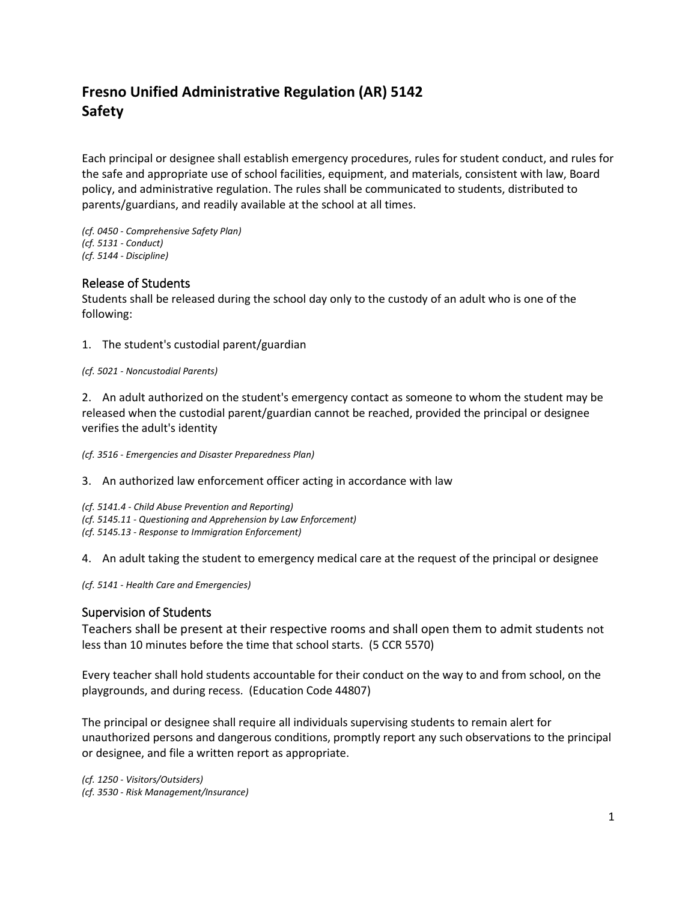# Fresno Unified Administrative Regulation (AR) 5142
# Safety

Each principal or designee shall establish emergency procedures, rules for student conduct, and rules for the safe and appropriate use of school facilities, equipment, and materials, consistent with law, Board policy, and administrative regulation. The rules shall be communicated to students, distributed to parents/guardians, and readily available at the school at all times.

*(cf. 0450 - Comprehensive Safety Plan)*
*(cf. 5131 - Conduct)*
*(cf. 5144 - Discipline)*

## Release of Students

Students shall be released during the school day only to the custody of an adult who is one of the following:

1. The student's custodial parent/guardian

*(cf. 5021 - Noncustodial Parents)*

2. An adult authorized on the student's emergency contact as someone to whom the student may be released when the custodial parent/guardian cannot be reached, provided the principal or designee verifies the adult's identity

*(cf. 3516 - Emergencies and Disaster Preparedness Plan)*

3. An authorized law enforcement officer acting in accordance with law

*(cf. 5141.4 - Child Abuse Prevention and Reporting)*
*(cf. 5145.11 - Questioning and Apprehension by Law Enforcement)*
*(cf. 5145.13 - Response to Immigration Enforcement)*

4. An adult taking the student to emergency medical care at the request of the principal or designee

*(cf. 5141 - Health Care and Emergencies)*

## Supervision of Students

Teachers shall be present at their respective rooms and shall open them to admit students not less than 10 minutes before the time that school starts. (5 CCR 5570)

Every teacher shall hold students accountable for their conduct on the way to and from school, on the playgrounds, and during recess. (Education Code 44807)

The principal or designee shall require all individuals supervising students to remain alert for unauthorized persons and dangerous conditions, promptly report any such observations to the principal or designee, and file a written report as appropriate.

*(cf. 1250 - Visitors/Outsiders)*
*(cf. 3530 - Risk Management/Insurance)*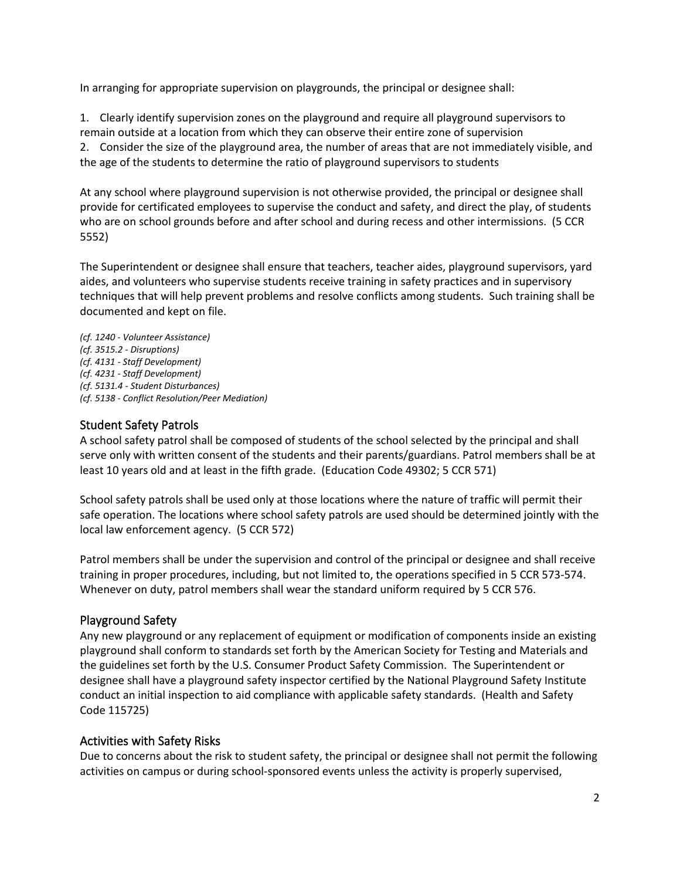In arranging for appropriate supervision on playgrounds, the principal or designee shall:

1. Clearly identify supervision zones on the playground and require all playground supervisors to remain outside at a location from which they can observe their entire zone of supervision
2. Consider the size of the playground area, the number of areas that are not immediately visible, and the age of the students to determine the ratio of playground supervisors to students

At any school where playground supervision is not otherwise provided, the principal or designee shall provide for certificated employees to supervise the conduct and safety, and direct the play, of students who are on school grounds before and after school and during recess and other intermissions. (5 CCR 5552)

The Superintendent or designee shall ensure that teachers, teacher aides, playground supervisors, yard aides, and volunteers who supervise students receive training in safety practices and in supervisory techniques that will help prevent problems and resolve conflicts among students. Such training shall be documented and kept on file.

*(cf. 1240 - Volunteer Assistance)*
*(cf. 3515.2 - Disruptions)*
*(cf. 4131 - Staff Development)*
*(cf. 4231 - Staff Development)*
*(cf. 5131.4 - Student Disturbances)*
*(cf. 5138 - Conflict Resolution/Peer Mediation)*

## Student Safety Patrols

A school safety patrol shall be composed of students of the school selected by the principal and shall serve only with written consent of the students and their parents/guardians. Patrol members shall be at least 10 years old and at least in the fifth grade. (Education Code 49302; 5 CCR 571)

School safety patrols shall be used only at those locations where the nature of traffic will permit their safe operation. The locations where school safety patrols are used should be determined jointly with the local law enforcement agency. (5 CCR 572)

Patrol members shall be under the supervision and control of the principal or designee and shall receive training in proper procedures, including, but not limited to, the operations specified in 5 CCR 573-574. Whenever on duty, patrol members shall wear the standard uniform required by 5 CCR 576.

## Playground Safety

Any new playground or any replacement of equipment or modification of components inside an existing playground shall conform to standards set forth by the American Society for Testing and Materials and the guidelines set forth by the U.S. Consumer Product Safety Commission. The Superintendent or designee shall have a playground safety inspector certified by the National Playground Safety Institute conduct an initial inspection to aid compliance with applicable safety standards. (Health and Safety Code 115725)

## Activities with Safety Risks

Due to concerns about the risk to student safety, the principal or designee shall not permit the following activities on campus or during school-sponsored events unless the activity is properly supervised,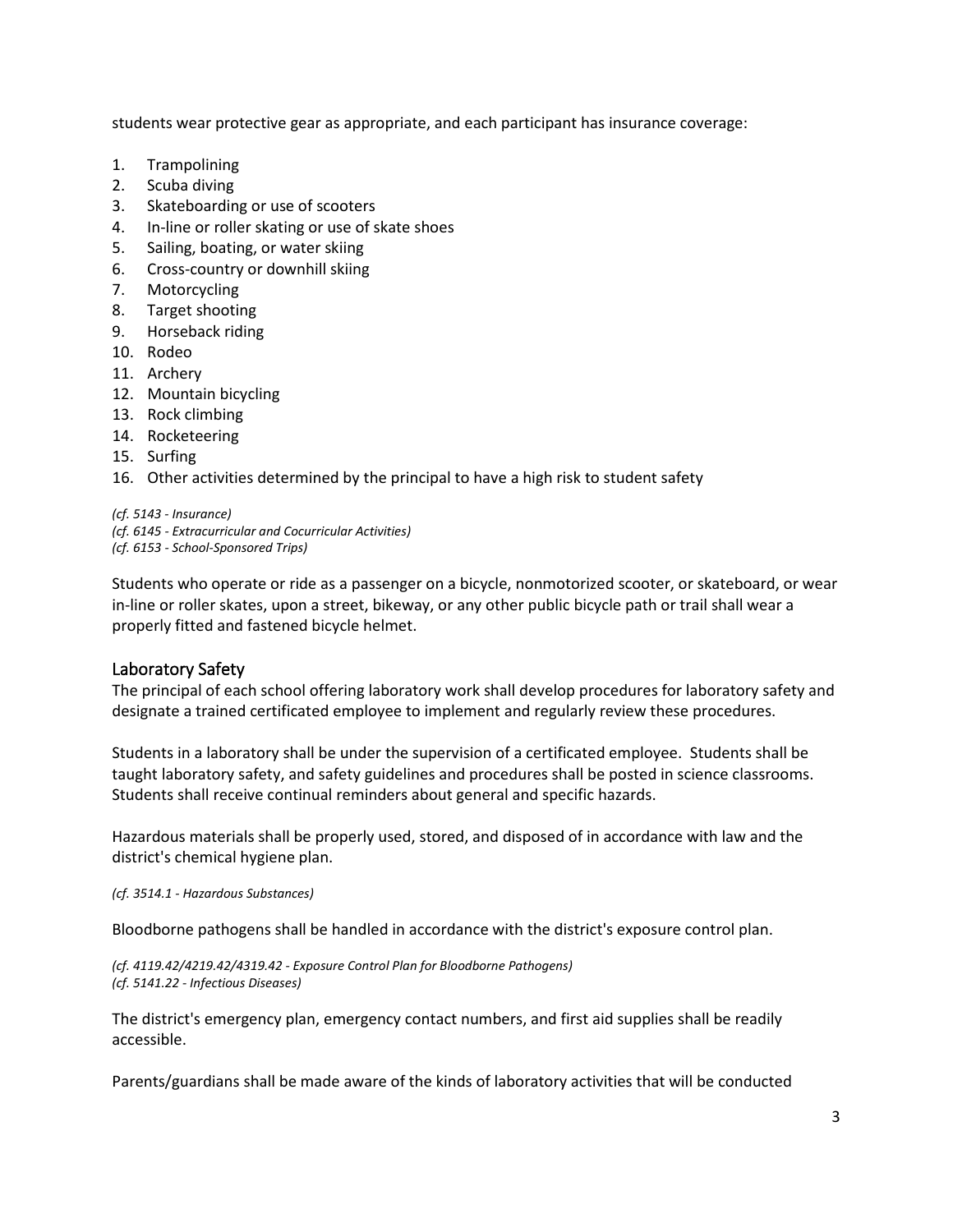students wear protective gear as appropriate, and each participant has insurance coverage:

1. Trampolining
2. Scuba diving
3. Skateboarding or use of scooters
4. In-line or roller skating or use of skate shoes
5. Sailing, boating, or water skiing
6. Cross-country or downhill skiing
7. Motorcycling
8. Target shooting
9. Horseback riding
10. Rodeo
11. Archery
12. Mountain bicycling
13. Rock climbing
14. Rocketeering
15. Surfing
16. Other activities determined by the principal to have a high risk to student safety

*(cf. 5143 - Insurance)*
*(cf. 6145 - Extracurricular and Cocurricular Activities)*
*(cf. 6153 - School-Sponsored Trips)*

Students who operate or ride as a passenger on a bicycle, nonmotorized scooter, or skateboard, or wear in-line or roller skates, upon a street, bikeway, or any other public bicycle path or trail shall wear a properly fitted and fastened bicycle helmet.

## Laboratory Safety

The principal of each school offering laboratory work shall develop procedures for laboratory safety and designate a trained certificated employee to implement and regularly review these procedures.

Students in a laboratory shall be under the supervision of a certificated employee. Students shall be taught laboratory safety, and safety guidelines and procedures shall be posted in science classrooms. Students shall receive continual reminders about general and specific hazards.

Hazardous materials shall be properly used, stored, and disposed of in accordance with law and the district's chemical hygiene plan.

*(cf. 3514.1 - Hazardous Substances)*

Bloodborne pathogens shall be handled in accordance with the district's exposure control plan.

*(cf. 4119.42/4219.42/4319.42 - Exposure Control Plan for Bloodborne Pathogens)*
*(cf. 5141.22 - Infectious Diseases)*

The district's emergency plan, emergency contact numbers, and first aid supplies shall be readily accessible.

Parents/guardians shall be made aware of the kinds of laboratory activities that will be conducted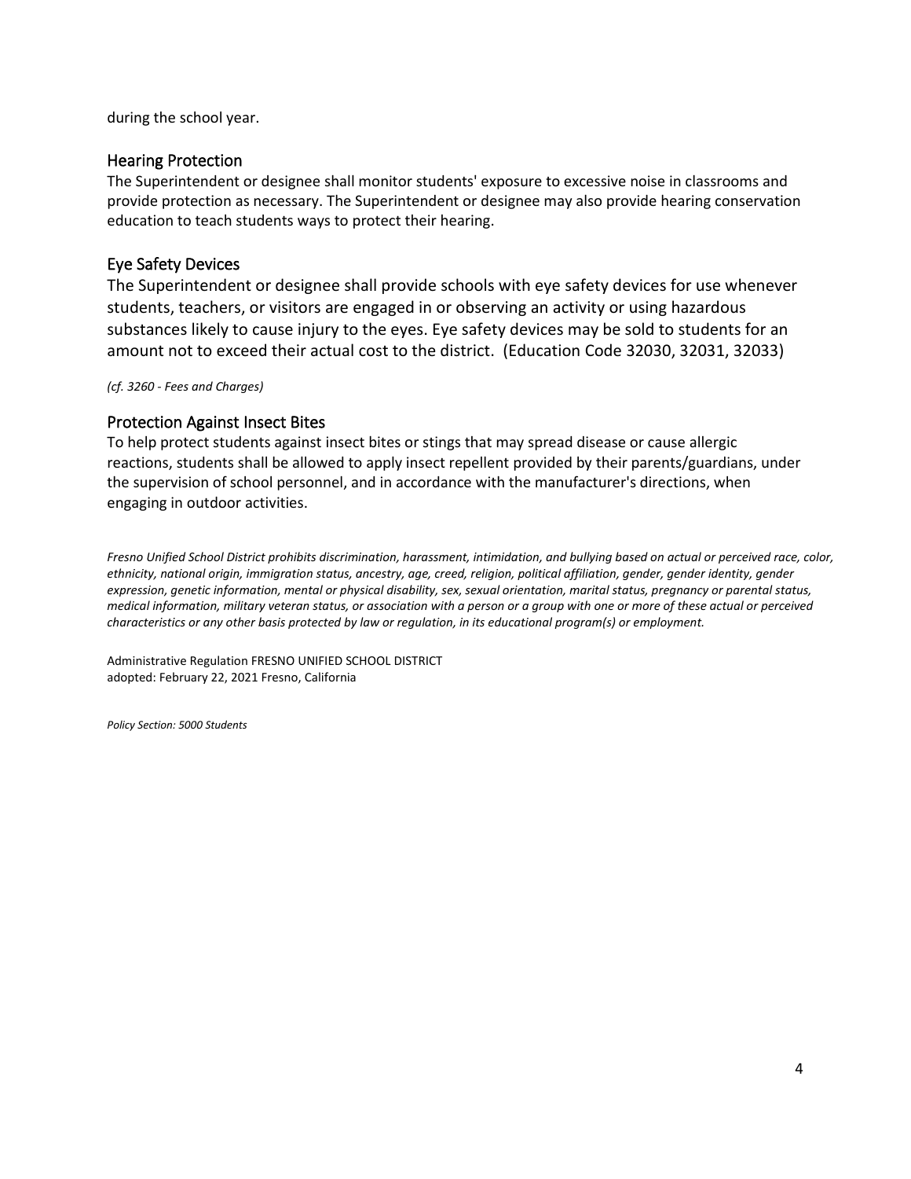during the school year.

## Hearing Protection

The Superintendent or designee shall monitor students' exposure to excessive noise in classrooms and provide protection as necessary. The Superintendent or designee may also provide hearing conservation education to teach students ways to protect their hearing.

## Eye Safety Devices

The Superintendent or designee shall provide schools with eye safety devices for use whenever students, teachers, or visitors are engaged in or observing an activity or using hazardous substances likely to cause injury to the eyes. Eye safety devices may be sold to students for an amount not to exceed their actual cost to the district. (Education Code 32030, 32031, 32033)

*(cf. 3260 - Fees and Charges)*

## Protection Against Insect Bites

To help protect students against insect bites or stings that may spread disease or cause allergic reactions, students shall be allowed to apply insect repellent provided by their parents/guardians, under the supervision of school personnel, and in accordance with the manufacturer's directions, when engaging in outdoor activities.

*Fresno Unified School District prohibits discrimination, harassment, intimidation, and bullying based on actual or perceived race, color, ethnicity, national origin, immigration status, ancestry, age, creed, religion, political affiliation, gender, gender identity, gender expression, genetic information, mental or physical disability, sex, sexual orientation, marital status, pregnancy or parental status, medical information, military veteran status, or association with a person or a group with one or more of these actual or perceived characteristics or any other basis protected by law or regulation, in its educational program(s) or employment.*

Administrative Regulation FRESNO UNIFIED SCHOOL DISTRICT
adopted: February 22, 2021 Fresno, California

*Policy Section: 5000 Students*